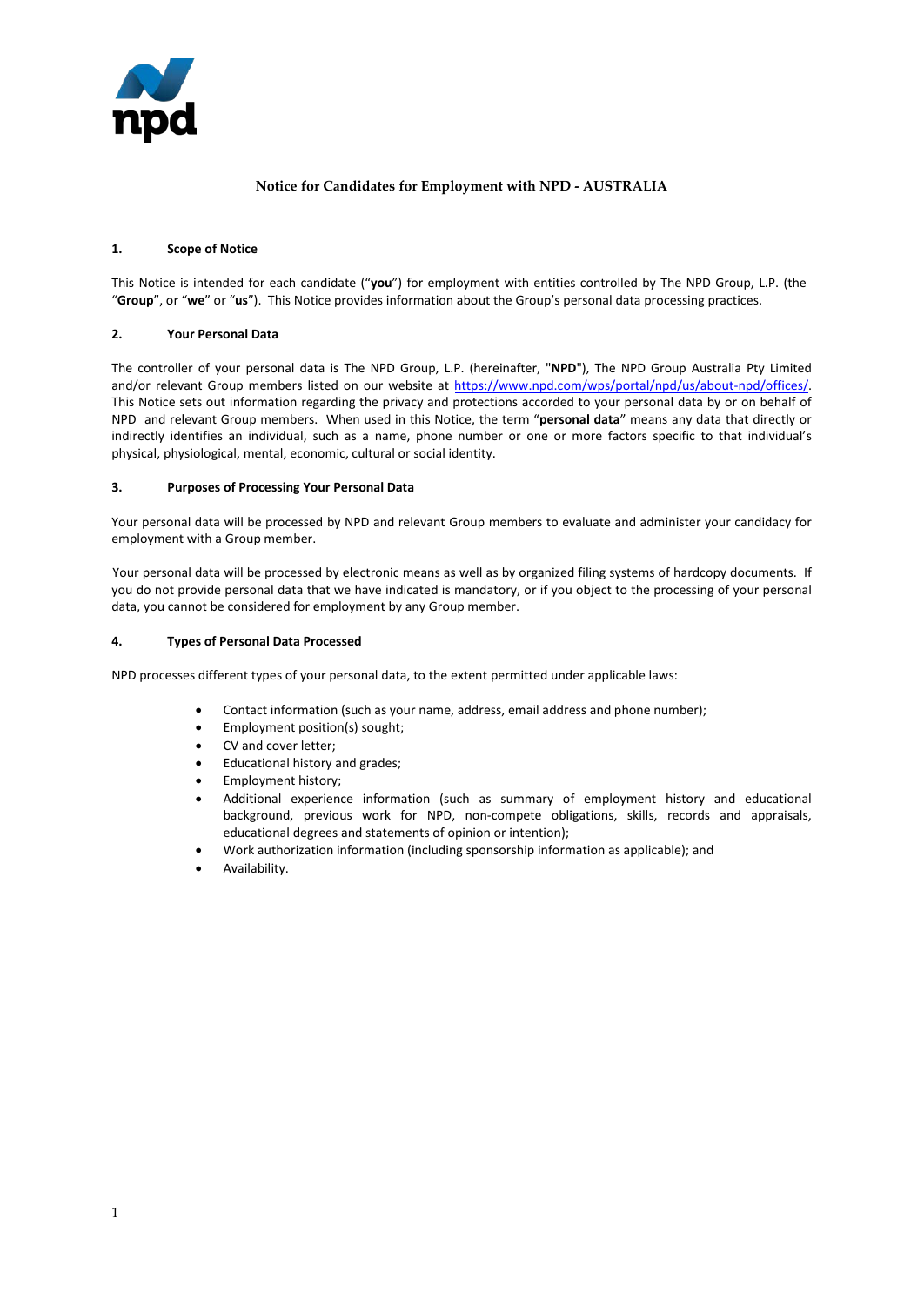# Notice for Candidates for Employment with NPD - AUSTRALIA

## 1. Scope of Notice

This Notice is intended for each candidate ("**you**") for employment with entities controlled by The NPD Group, L.P. (the "**Group**", or "**we**" or "**us**"). This Notice provides information about the Group's personal data processing practices.

## 2. Your Personal Data

The controller of your personal data is The NPD Group, L.P. (hereinafter, "**NPD**"), The NPD Group Australia Pty Limited and/or relevant Group members listed on our website at https://www.npd.com/wps/portal/npd/us/about-npd/offices/. This Notice sets out information regarding the privacy and protections accorded to your personal data by or on behalf of NPD and relevant Group members. When used in this Notice, the term "**personal data**" means any data that directly or indirectly identifies an individual, such as a name, phone number or one or more factors specific to that individual's physical, physiological, mental, economic, cultural or social identity.

## 3. Purposes of Processing Your Personal Data

Your personal data will be processed by NPD and relevant Group members to evaluate and administer your candidacy for employment with a Group member.

Your personal data will be processed by electronic means as well as by organized filing systems of hardcopy documents. If you do not provide personal data that we have indicated is mandatory, or if you object to the processing of your personal data, you cannot be considered for employment by any Group member.

## 4. Types of Personal Data Processed

NPD processes different types of your personal data, to the extent permitted under applicable laws:

- Contact information (such as your name, address, email address and phone number);
- Employment position(s) sought;
- CV and cover letter;
- Educational history and grades;
- Employment history;
- Additional experience information (such as summary of employment history and educational background, previous work for NPD, non-compete obligations, skills, records and appraisals, educational degrees and statements of opinion or intention);
- Work authorization information (including sponsorship information as applicable); and
- Availability.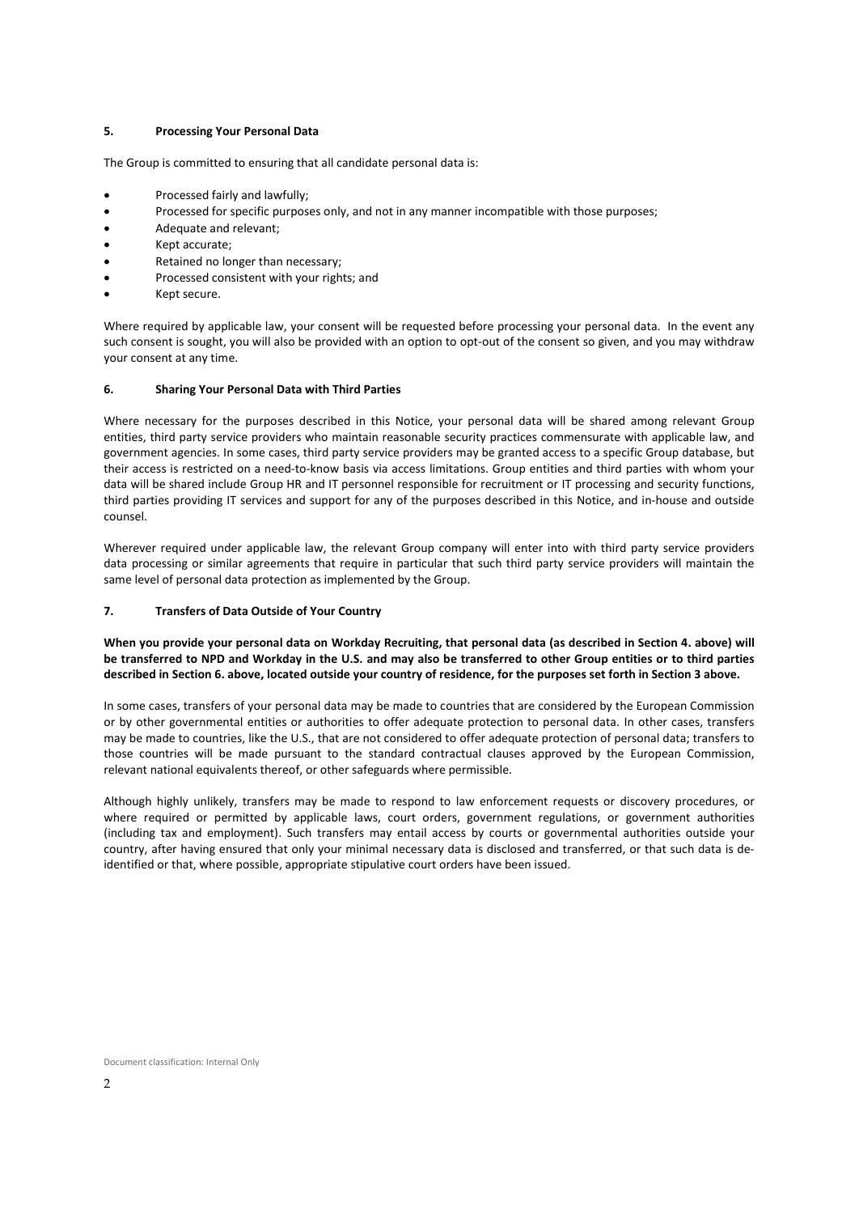### 5. Processing Your Personal Data

The Group is committed to ensuring that all candidate personal data is:

- Processed fairly and lawfully;
- Processed for specific purposes only, and not in any manner incompatible with those purposes;
- Adequate and relevant;
- Kept accurate;
- Retained no longer than necessary;
- Processed consistent with your rights; and
- Kept secure.

Where required by applicable law, your consent will be requested before processing your personal data. In the event any such consent is sought, you will also be provided with an option to opt-out of the consent so given, and you may withdraw your consent at any time.

### 6. Sharing Your Personal Data with Third Parties

Where necessary for the purposes described in this Notice, your personal data will be shared among relevant Group entities, third party service providers who maintain reasonable security practices commensurate with applicable law, and government agencies. In some cases, third party service providers may be granted access to a specific Group database, but their access is restricted on a need-to-know basis via access limitations. Group entities and third parties with whom your data will be shared include Group HR and IT personnel responsible for recruitment or IT processing and security functions, third parties providing IT services and support for any of the purposes described in this Notice, and in-house and outside counsel.

Wherever required under applicable law, the relevant Group company will enter into with third party service providers data processing or similar agreements that require in particular that such third party service providers will maintain the same level of personal data protection as implemented by the Group.

### 7. Transfers of Data Outside of Your Country

**When you provide your personal data on Workday Recruiting, that personal data (as described in Section 4. above) will be transferred to NPD and Workday in the U.S. and may also be transferred to other Group entities or to third parties described in Section 6. above, located outside your country of residence, for the purposes set forth in Section 3 above.**

In some cases, transfers of your personal data may be made to countries that are considered by the European Commission or by other governmental entities or authorities to offer adequate protection to personal data. In other cases, transfers may be made to countries, like the U.S., that are not considered to offer adequate protection of personal data; transfers to those countries will be made pursuant to the standard contractual clauses approved by the European Commission, relevant national equivalents thereof, or other safeguards where permissible.

Although highly unlikely, transfers may be made to respond to law enforcement requests or discovery procedures, or where required or permitted by applicable laws, court orders, government regulations, or government authorities (including tax and employment). Such transfers may entail access by courts or governmental authorities outside your country, after having ensured that only your minimal necessary data is disclosed and transferred, or that such data is de-identified or that, where possible, appropriate stipulative court orders have been issued.

Document classification: Internal Only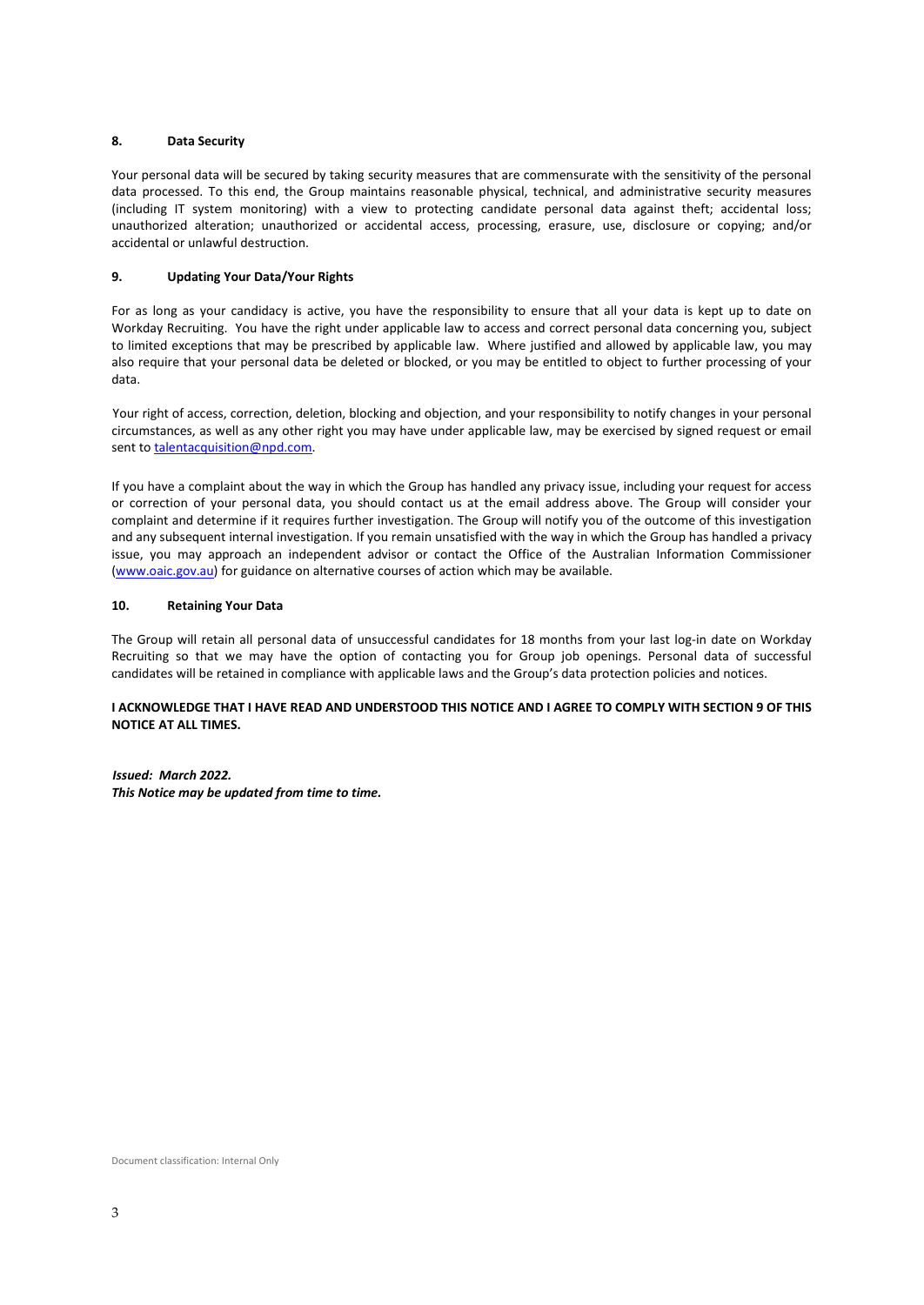## 8. Data Security

Your personal data will be secured by taking security measures that are commensurate with the sensitivity of the personal data processed. To this end, the Group maintains reasonable physical, technical, and administrative security measures (including IT system monitoring) with a view to protecting candidate personal data against theft; accidental loss; unauthorized alteration; unauthorized or accidental access, processing, erasure, use, disclosure or copying; and/or accidental or unlawful destruction.

## 9. Updating Your Data/Your Rights

For as long as your candidacy is active, you have the responsibility to ensure that all your data is kept up to date on Workday Recruiting. You have the right under applicable law to access and correct personal data concerning you, subject to limited exceptions that may be prescribed by applicable law. Where justified and allowed by applicable law, you may also require that your personal data be deleted or blocked, or you may be entitled to object to further processing of your data.

Your right of access, correction, deletion, blocking and objection, and your responsibility to notify changes in your personal circumstances, as well as any other right you may have under applicable law, may be exercised by signed request or email sent to [talentacquisition@npd.com](mailto:talentacquisition@npd.com).

If you have a complaint about the way in which the Group has handled any privacy issue, including your request for access or correction of your personal data, you should contact us at the email address above. The Group will consider your complaint and determine if it requires further investigation. The Group will notify you of the outcome of this investigation and any subsequent internal investigation. If you remain unsatisfied with the way in which the Group has handled a privacy issue, you may approach an independent advisor or contact the Office of the Australian Information Commissioner ([www.oaic.gov.au](http://www.oaic.gov.au)) for guidance on alternative courses of action which may be available.

## 10. Retaining Your Data

The Group will retain all personal data of unsuccessful candidates for 18 months from your last log-in date on Workday Recruiting so that we may have the option of contacting you for Group job openings. Personal data of successful candidates will be retained in compliance with applicable laws and the Group's data protection policies and notices.

**I ACKNOWLEDGE THAT I HAVE READ AND UNDERSTOOD THIS NOTICE AND I AGREE TO COMPLY WITH SECTION 9 OF THIS NOTICE AT ALL TIMES.**

***Issued: March 2022.***
***This Notice may be updated from time to time.***

Document classification: Internal Only